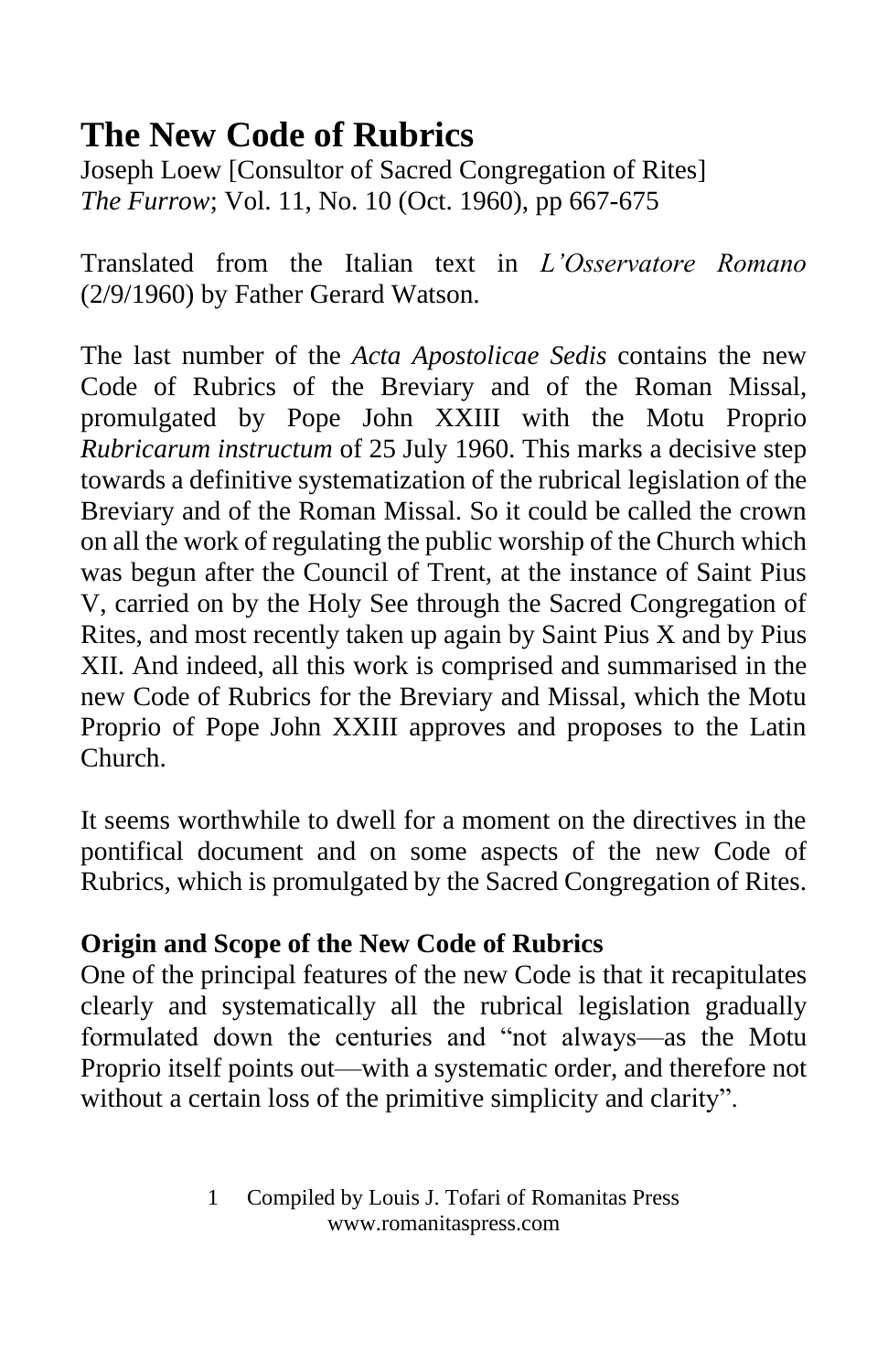# The New Code of Rubrics

Joseph Loew [Consultor of Sacred Congregation of Rites]
*The Furrow*; Vol. 11, No. 10 (Oct. 1960), pp 667-675

Translated from the Italian text in *L'Osservatore Romano* (2/9/1960) by Father Gerard Watson.

The last number of the *Acta Apostolicae Sedis* contains the new Code of Rubrics of the Breviary and of the Roman Missal, promulgated by Pope John XXIII with the Motu Proprio *Rubricarum instructum* of 25 July 1960. This marks a decisive step towards a definitive systematization of the rubrical legislation of the Breviary and of the Roman Missal. So it could be called the crown on all the work of regulating the public worship of the Church which was begun after the Council of Trent, at the instance of Saint Pius V, carried on by the Holy See through the Sacred Congregation of Rites, and most recently taken up again by Saint Pius X and by Pius XII. And indeed, all this work is comprised and summarised in the new Code of Rubrics for the Breviary and Missal, which the Motu Proprio of Pope John XXIII approves and proposes to the Latin Church.

It seems worthwhile to dwell for a moment on the directives in the pontifical document and on some aspects of the new Code of Rubrics, which is promulgated by the Sacred Congregation of Rites.

### Origin and Scope of the New Code of Rubrics

One of the principal features of the new Code is that it recapitulates clearly and systematically all the rubrical legislation gradually formulated down the centuries and "not always—as the Motu Proprio itself points out—with a systematic order, and therefore not without a certain loss of the primitive simplicity and clarity".

Compiled by Louis J. Tofari of Romanitas Press
www.romanitaspress.com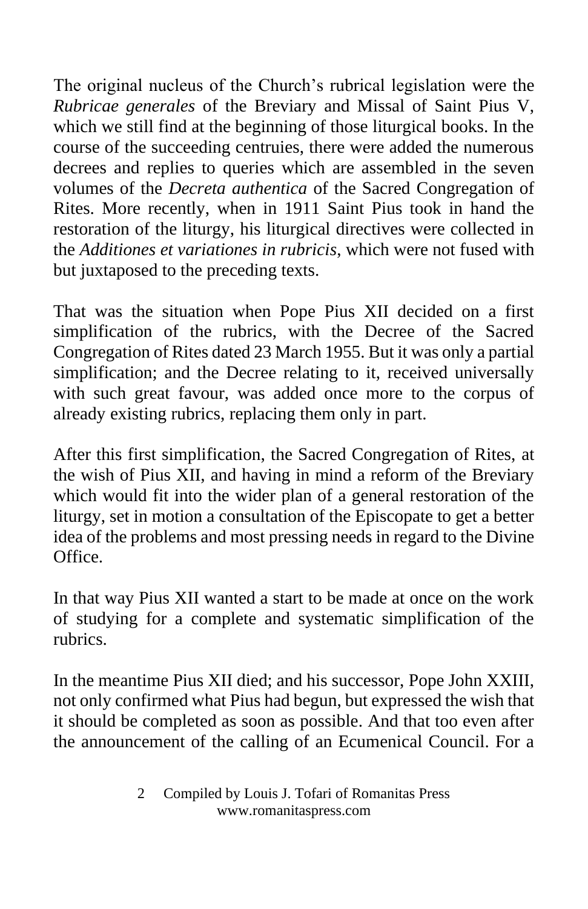The original nucleus of the Church's rubrical legislation were the *Rubricae generales* of the Breviary and Missal of Saint Pius V, which we still find at the beginning of those liturgical books. In the course of the succeeding centruies, there were added the numerous decrees and replies to queries which are assembled in the seven volumes of the *Decreta authentica* of the Sacred Congregation of Rites. More recently, when in 1911 Saint Pius took in hand the restoration of the liturgy, his liturgical directives were collected in the *Additiones et variationes in rubricis*, which were not fused with but juxtaposed to the preceding texts.

That was the situation when Pope Pius XII decided on a first simplification of the rubrics, with the Decree of the Sacred Congregation of Rites dated 23 March 1955. But it was only a partial simplification; and the Decree relating to it, received universally with such great favour, was added once more to the corpus of already existing rubrics, replacing them only in part.

After this first simplification, the Sacred Congregation of Rites, at the wish of Pius XII, and having in mind a reform of the Breviary which would fit into the wider plan of a general restoration of the liturgy, set in motion a consultation of the Episcopate to get a better idea of the problems and most pressing needs in regard to the Divine Office.

In that way Pius XII wanted a start to be made at once on the work of studying for a complete and systematic simplification of the rubrics.

In the meantime Pius XII died; and his successor, Pope John XXIII, not only confirmed what Pius had begun, but expressed the wish that it should be completed as soon as possible. And that too even after the announcement of the calling of an Ecumenical Council. For a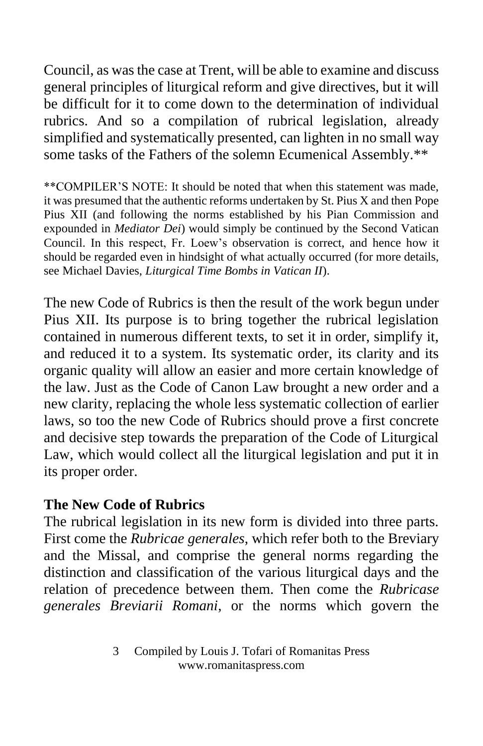Council, as was the case at Trent, will be able to examine and discuss general principles of liturgical reform and give directives, but it will be difficult for it to come down to the determination of individual rubrics. And so a compilation of rubrical legislation, already simplified and systematically presented, can lighten in no small way some tasks of the Fathers of the solemn Ecumenical Assembly.**

**COMPILER'S NOTE: It should be noted that when this statement was made, it was presumed that the authentic reforms undertaken by St. Pius X and then Pope Pius XII (and following the norms established by his Pian Commission and expounded in *Mediator Dei*) would simply be continued by the Second Vatican Council. In this respect, Fr. Loew's observation is correct, and hence how it should be regarded even in hindsight of what actually occurred (for more details, see Michael Davies, *Liturgical Time Bombs in Vatican II*).

The new Code of Rubrics is then the result of the work begun under Pius XII. Its purpose is to bring together the rubrical legislation contained in numerous different texts, to set it in order, simplify it, and reduced it to a system. Its systematic order, its clarity and its organic quality will allow an easier and more certain knowledge of the law. Just as the Code of Canon Law brought a new order and a new clarity, replacing the whole less systematic collection of earlier laws, so too the new Code of Rubrics should prove a first concrete and decisive step towards the preparation of the Code of Liturgical Law, which would collect all the liturgical legislation and put it in its proper order.

**The New Code of Rubrics**

The rubrical legislation in its new form is divided into three parts. First come the *Rubricae generales*, which refer both to the Breviary and the Missal, and comprise the general norms regarding the distinction and classification of the various liturgical days and the relation of precedence between them. Then come the *Rubricase generales Breviarii Romani*, or the norms which govern the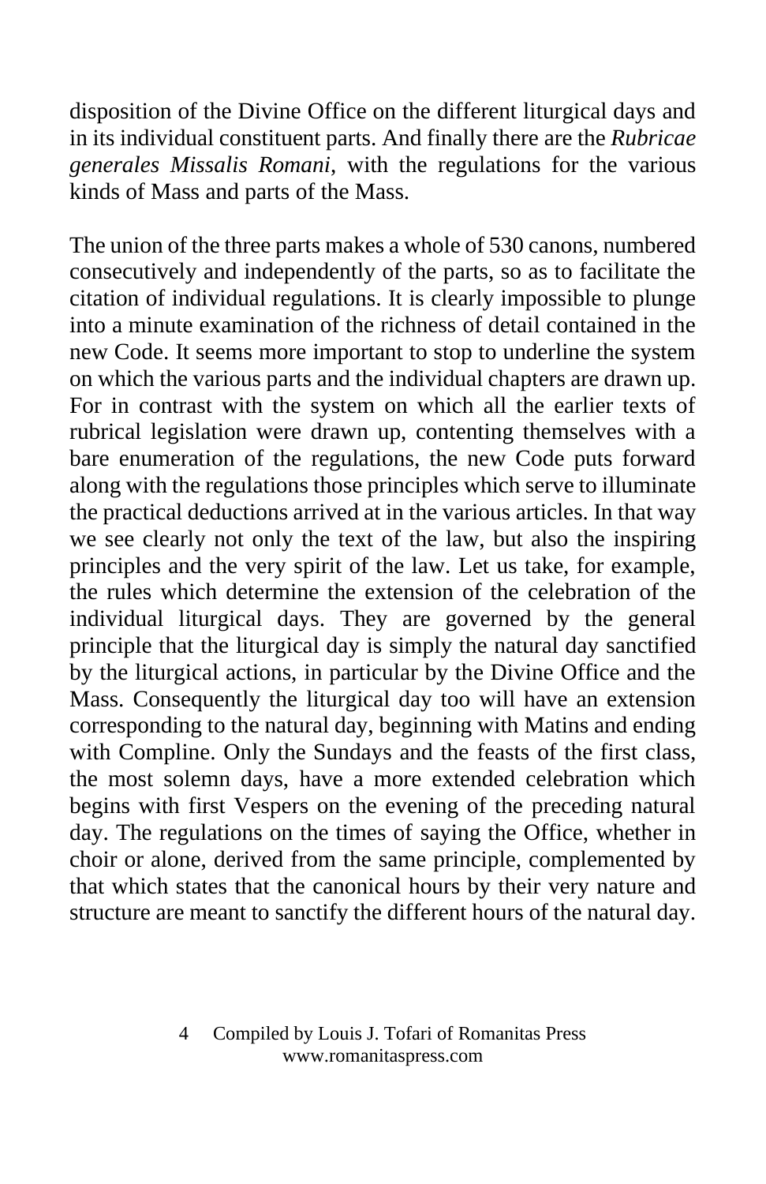disposition of the Divine Office on the different liturgical days and in its individual constituent parts. And finally there are the *Rubricae generales Missalis Romani*, with the regulations for the various kinds of Mass and parts of the Mass.

The union of the three parts makes a whole of 530 canons, numbered consecutively and independently of the parts, so as to facilitate the citation of individual regulations. It is clearly impossible to plunge into a minute examination of the richness of detail contained in the new Code. It seems more important to stop to underline the system on which the various parts and the individual chapters are drawn up. For in contrast with the system on which all the earlier texts of rubrical legislation were drawn up, contenting themselves with a bare enumeration of the regulations, the new Code puts forward along with the regulations those principles which serve to illuminate the practical deductions arrived at in the various articles. In that way we see clearly not only the text of the law, but also the inspiring principles and the very spirit of the law. Let us take, for example, the rules which determine the extension of the celebration of the individual liturgical days. They are governed by the general principle that the liturgical day is simply the natural day sanctified by the liturgical actions, in particular by the Divine Office and the Mass. Consequently the liturgical day too will have an extension corresponding to the natural day, beginning with Matins and ending with Compline. Only the Sundays and the feasts of the first class, the most solemn days, have a more extended celebration which begins with first Vespers on the evening of the preceding natural day. The regulations on the times of saying the Office, whether in choir or alone, derived from the same principle, complemented by that which states that the canonical hours by their very nature and structure are meant to sanctify the different hours of the natural day.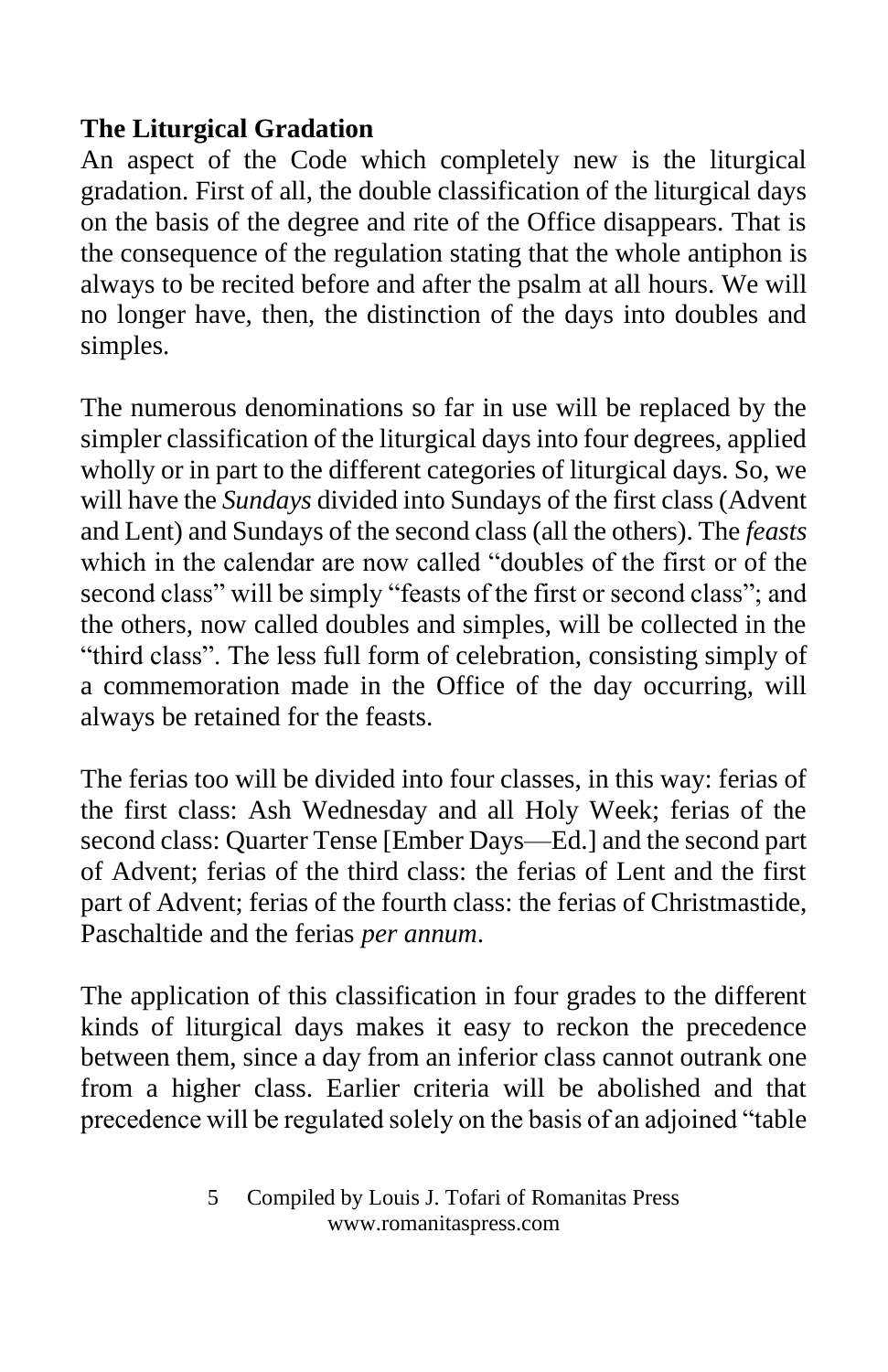**The Liturgical Gradation**

An aspect of the Code which completely new is the liturgical gradation. First of all, the double classification of the liturgical days on the basis of the degree and rite of the Office disappears. That is the consequence of the regulation stating that the whole antiphon is always to be recited before and after the psalm at all hours. We will no longer have, then, the distinction of the days into doubles and simples.

The numerous denominations so far in use will be replaced by the simpler classification of the liturgical days into four degrees, applied wholly or in part to the different categories of liturgical days. So, we will have the *Sundays* divided into Sundays of the first class (Advent and Lent) and Sundays of the second class (all the others). The *feasts* which in the calendar are now called "doubles of the first or of the second class" will be simply "feasts of the first or second class"; and the others, now called doubles and simples, will be collected in the "third class". The less full form of celebration, consisting simply of a commemoration made in the Office of the day occurring, will always be retained for the feasts.

The ferias too will be divided into four classes, in this way: ferias of the first class: Ash Wednesday and all Holy Week; ferias of the second class: Quarter Tense [Ember Days—Ed.] and the second part of Advent; ferias of the third class: the ferias of Lent and the first part of Advent; ferias of the fourth class: the ferias of Christmastide, Paschaltide and the ferias *per annum*.

The application of this classification in four grades to the different kinds of liturgical days makes it easy to reckon the precedence between them, since a day from an inferior class cannot outrank one from a higher class. Earlier criteria will be abolished and that precedence will be regulated solely on the basis of an adjoined "table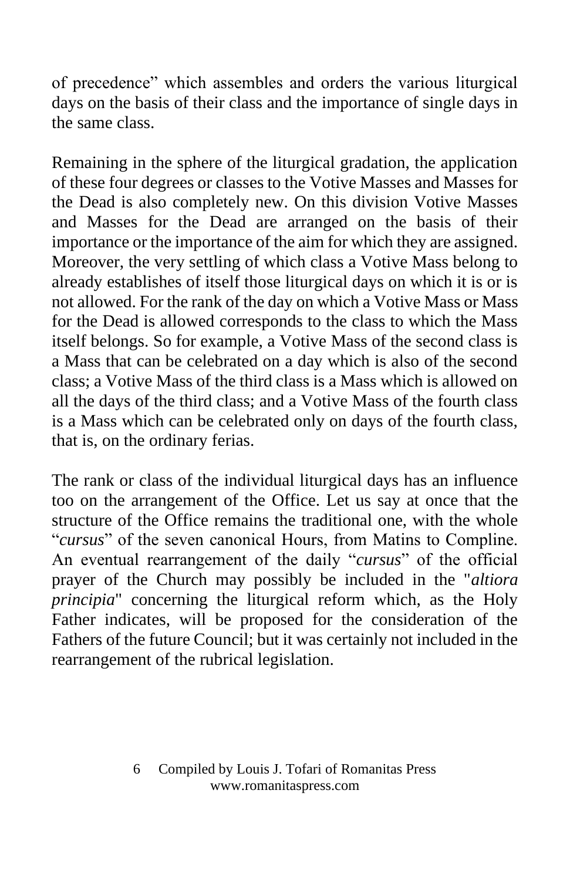of precedence" which assembles and orders the various liturgical days on the basis of their class and the importance of single days in the same class.

Remaining in the sphere of the liturgical gradation, the application of these four degrees or classes to the Votive Masses and Masses for the Dead is also completely new. On this division Votive Masses and Masses for the Dead are arranged on the basis of their importance or the importance of the aim for which they are assigned. Moreover, the very settling of which class a Votive Mass belong to already establishes of itself those liturgical days on which it is or is not allowed. For the rank of the day on which a Votive Mass or Mass for the Dead is allowed corresponds to the class to which the Mass itself belongs. So for example, a Votive Mass of the second class is a Mass that can be celebrated on a day which is also of the second class; a Votive Mass of the third class is a Mass which is allowed on all the days of the third class; and a Votive Mass of the fourth class is a Mass which can be celebrated only on days of the fourth class, that is, on the ordinary ferias.

The rank or class of the individual liturgical days has an influence too on the arrangement of the Office. Let us say at once that the structure of the Office remains the traditional one, with the whole "*cursus*" of the seven canonical Hours, from Matins to Compline. An eventual rearrangement of the daily "*cursus*" of the official prayer of the Church may possibly be included in the "*altiora principia*" concerning the liturgical reform which, as the Holy Father indicates, will be proposed for the consideration of the Fathers of the future Council; but it was certainly not included in the rearrangement of the rubrical legislation.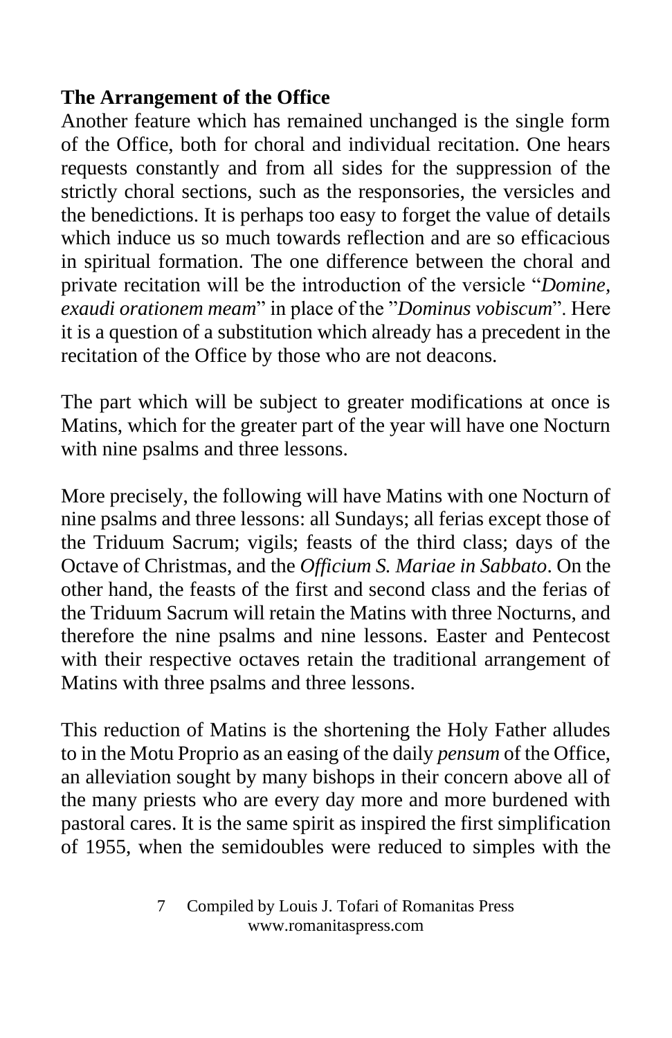**The Arrangement of the Office**

Another feature which has remained unchanged is the single form of the Office, both for choral and individual recitation. One hears requests constantly and from all sides for the suppression of the strictly choral sections, such as the responsories, the versicles and the benedictions. It is perhaps too easy to forget the value of details which induce us so much towards reflection and are so efficacious in spiritual formation. The one difference between the choral and private recitation will be the introduction of the versicle "*Domine, exaudi orationem meam*" in place of the "*Dominus vobiscum*". Here it is a question of a substitution which already has a precedent in the recitation of the Office by those who are not deacons.

The part which will be subject to greater modifications at once is Matins, which for the greater part of the year will have one Nocturn with nine psalms and three lessons.

More precisely, the following will have Matins with one Nocturn of nine psalms and three lessons: all Sundays; all ferias except those of the Triduum Sacrum; vigils; feasts of the third class; days of the Octave of Christmas, and the *Officium S. Mariae in Sabbato*. On the other hand, the feasts of the first and second class and the ferias of the Triduum Sacrum will retain the Matins with three Nocturns, and therefore the nine psalms and nine lessons. Easter and Pentecost with their respective octaves retain the traditional arrangement of Matins with three psalms and three lessons.

This reduction of Matins is the shortening the Holy Father alludes to in the Motu Proprio as an easing of the daily *pensum* of the Office, an alleviation sought by many bishops in their concern above all of the many priests who are every day more and more burdened with pastoral cares. It is the same spirit as inspired the first simplification of 1955, when the semidoubles were reduced to simples with the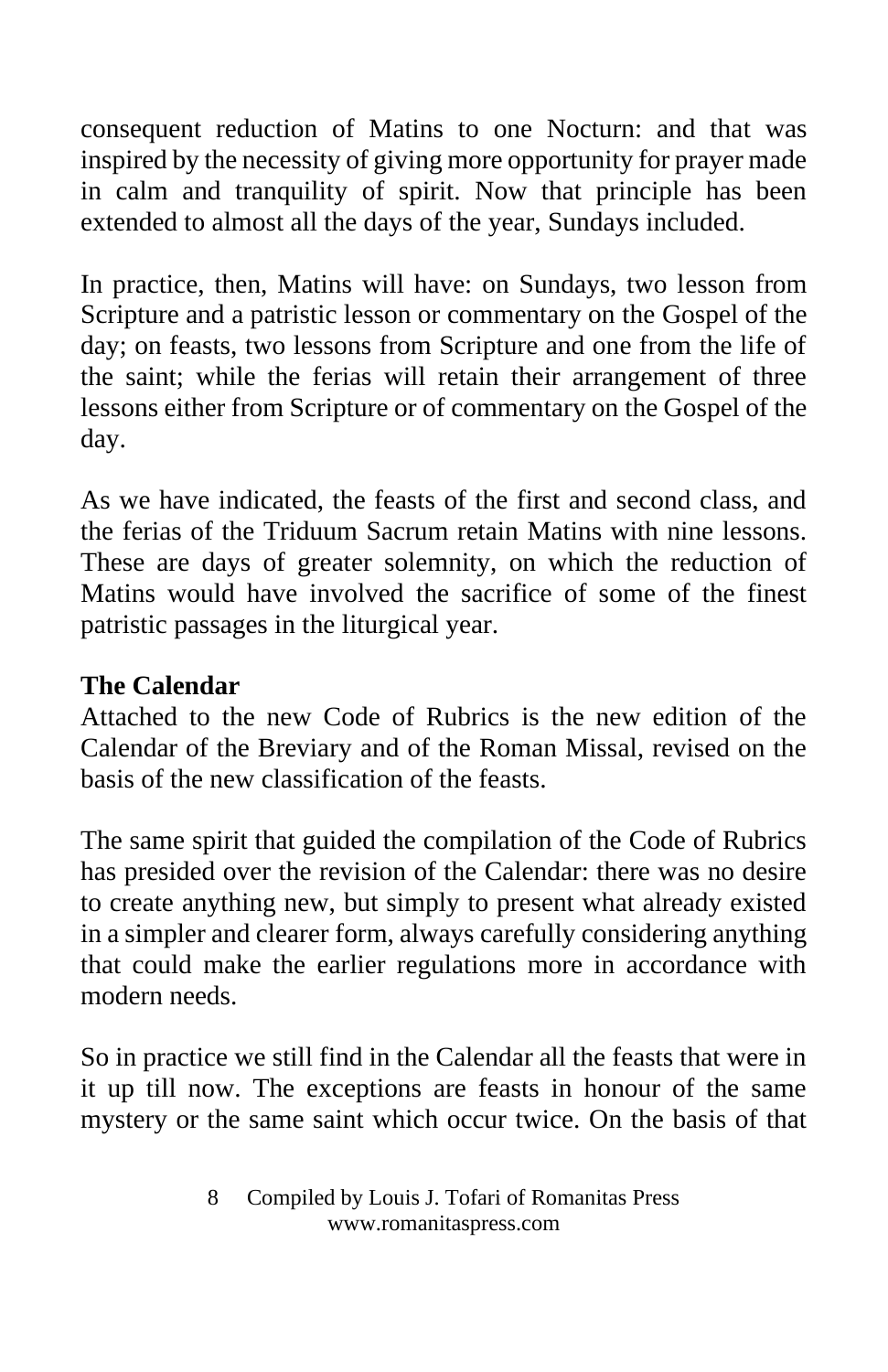consequent reduction of Matins to one Nocturn: and that was inspired by the necessity of giving more opportunity for prayer made in calm and tranquility of spirit. Now that principle has been extended to almost all the days of the year, Sundays included.

In practice, then, Matins will have: on Sundays, two lesson from Scripture and a patristic lesson or commentary on the Gospel of the day; on feasts, two lessons from Scripture and one from the life of the saint; while the ferias will retain their arrangement of three lessons either from Scripture or of commentary on the Gospel of the day.

As we have indicated, the feasts of the first and second class, and the ferias of the Triduum Sacrum retain Matins with nine lessons. These are days of greater solemnity, on which the reduction of Matins would have involved the sacrifice of some of the finest patristic passages in the liturgical year.

**The Calendar**

Attached to the new Code of Rubrics is the new edition of the Calendar of the Breviary and of the Roman Missal, revised on the basis of the new classification of the feasts.

The same spirit that guided the compilation of the Code of Rubrics has presided over the revision of the Calendar: there was no desire to create anything new, but simply to present what already existed in a simpler and clearer form, always carefully considering anything that could make the earlier regulations more in accordance with modern needs.

So in practice we still find in the Calendar all the feasts that were in it up till now. The exceptions are feasts in honour of the same mystery or the same saint which occur twice. On the basis of that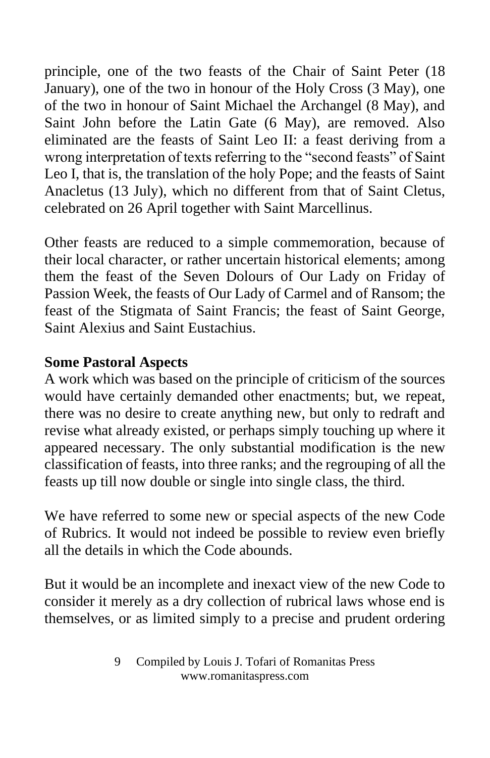principle, one of the two feasts of the Chair of Saint Peter (18 January), one of the two in honour of the Holy Cross (3 May), one of the two in honour of Saint Michael the Archangel (8 May), and Saint John before the Latin Gate (6 May), are removed. Also eliminated are the feasts of Saint Leo II: a feast deriving from a wrong interpretation of texts referring to the "second feasts" of Saint Leo I, that is, the translation of the holy Pope; and the feasts of Saint Anacletus (13 July), which no different from that of Saint Cletus, celebrated on 26 April together with Saint Marcellinus.

Other feasts are reduced to a simple commemoration, because of their local character, or rather uncertain historical elements; among them the feast of the Seven Dolours of Our Lady on Friday of Passion Week, the feasts of Our Lady of Carmel and of Ransom; the feast of the Stigmata of Saint Francis; the feast of Saint George, Saint Alexius and Saint Eustachius.

**Some Pastoral Aspects**

A work which was based on the principle of criticism of the sources would have certainly demanded other enactments; but, we repeat, there was no desire to create anything new, but only to redraft and revise what already existed, or perhaps simply touching up where it appeared necessary. The only substantial modification is the new classification of feasts, into three ranks; and the regrouping of all the feasts up till now double or single into single class, the third.

We have referred to some new or special aspects of the new Code of Rubrics. It would not indeed be possible to review even briefly all the details in which the Code abounds.

But it would be an incomplete and inexact view of the new Code to consider it merely as a dry collection of rubrical laws whose end is themselves, or as limited simply to a precise and prudent ordering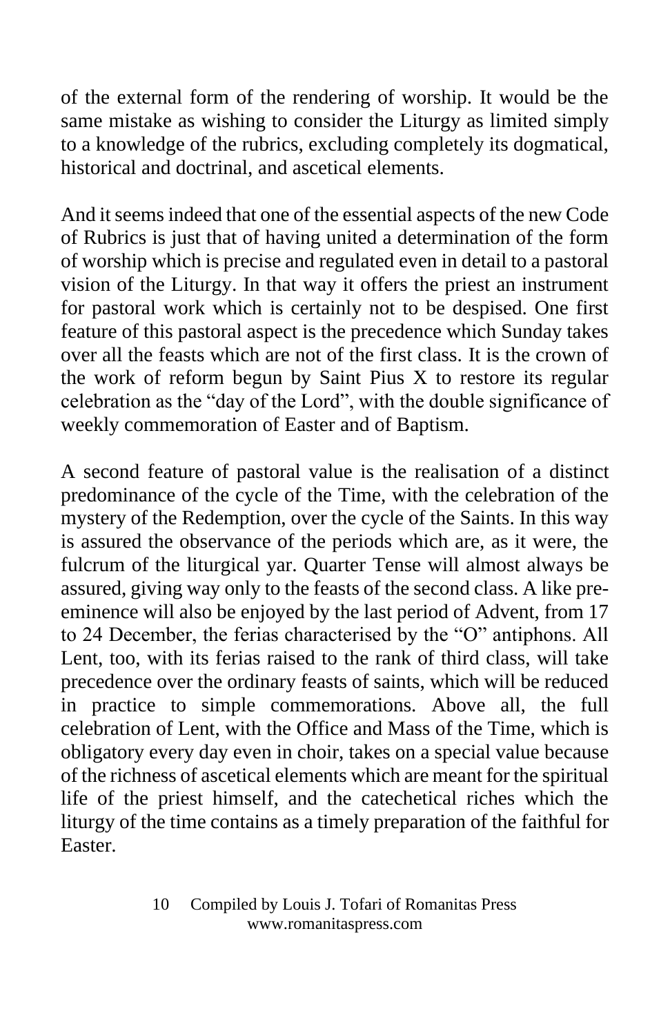of the external form of the rendering of worship. It would be the same mistake as wishing to consider the Liturgy as limited simply to a knowledge of the rubrics, excluding completely its dogmatical, historical and doctrinal, and ascetical elements.

And it seems indeed that one of the essential aspects of the new Code of Rubrics is just that of having united a determination of the form of worship which is precise and regulated even in detail to a pastoral vision of the Liturgy. In that way it offers the priest an instrument for pastoral work which is certainly not to be despised. One first feature of this pastoral aspect is the precedence which Sunday takes over all the feasts which are not of the first class. It is the crown of the work of reform begun by Saint Pius X to restore its regular celebration as the "day of the Lord", with the double significance of weekly commemoration of Easter and of Baptism.

A second feature of pastoral value is the realisation of a distinct predominance of the cycle of the Time, with the celebration of the mystery of the Redemption, over the cycle of the Saints. In this way is assured the observance of the periods which are, as it were, the fulcrum of the liturgical yar. Quarter Tense will almost always be assured, giving way only to the feasts of the second class. A like pre-eminence will also be enjoyed by the last period of Advent, from 17 to 24 December, the ferias characterised by the "O" antiphons. All Lent, too, with its ferias raised to the rank of third class, will take precedence over the ordinary feasts of saints, which will be reduced in practice to simple commemorations. Above all, the full celebration of Lent, with the Office and Mass of the Time, which is obligatory every day even in choir, takes on a special value because of the richness of ascetical elements which are meant for the spiritual life of the priest himself, and the catechetical riches which the liturgy of the time contains as a timely preparation of the faithful for Easter.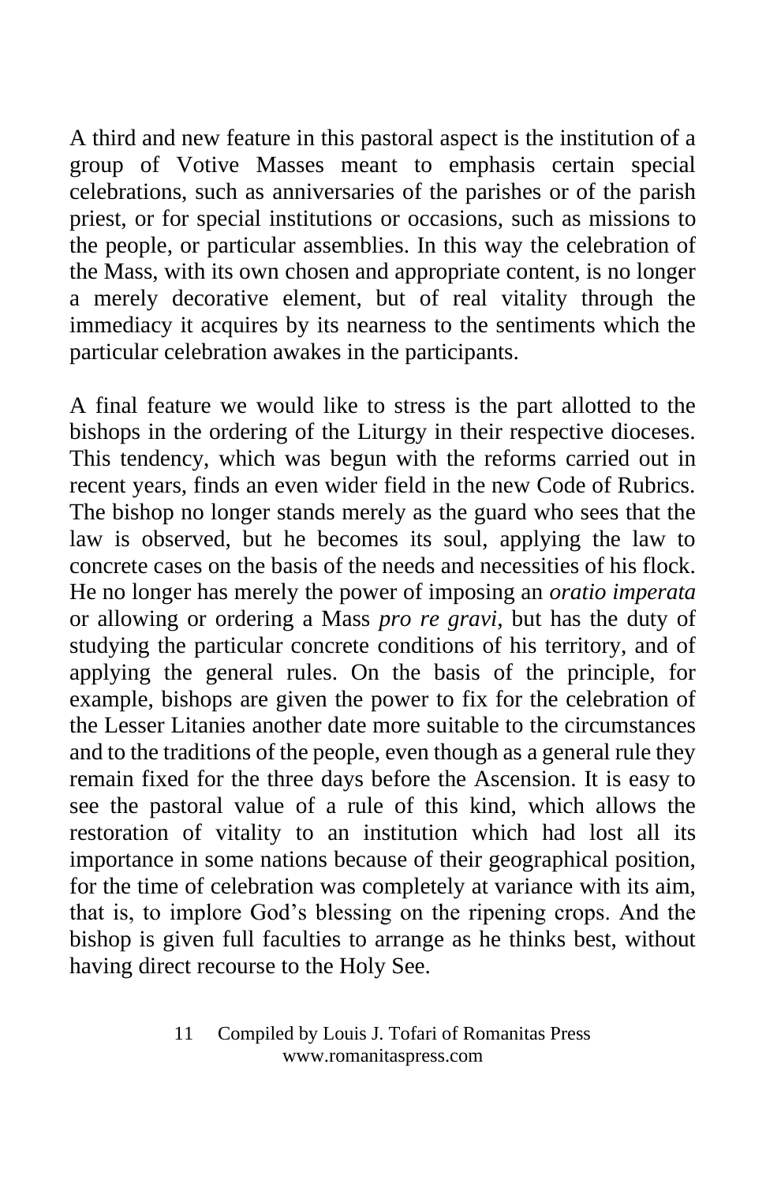A third and new feature in this pastoral aspect is the institution of a group of Votive Masses meant to emphasis certain special celebrations, such as anniversaries of the parishes or of the parish priest, or for special institutions or occasions, such as missions to the people, or particular assemblies. In this way the celebration of the Mass, with its own chosen and appropriate content, is no longer a merely decorative element, but of real vitality through the immediacy it acquires by its nearness to the sentiments which the particular celebration awakes in the participants.

A final feature we would like to stress is the part allotted to the bishops in the ordering of the Liturgy in their respective dioceses. This tendency, which was begun with the reforms carried out in recent years, finds an even wider field in the new Code of Rubrics. The bishop no longer stands merely as the guard who sees that the law is observed, but he becomes its soul, applying the law to concrete cases on the basis of the needs and necessities of his flock. He no longer has merely the power of imposing an *oratio imperata* or allowing or ordering a Mass *pro re gravi*, but has the duty of studying the particular concrete conditions of his territory, and of applying the general rules. On the basis of the principle, for example, bishops are given the power to fix for the celebration of the Lesser Litanies another date more suitable to the circumstances and to the traditions of the people, even though as a general rule they remain fixed for the three days before the Ascension. It is easy to see the pastoral value of a rule of this kind, which allows the restoration of vitality to an institution which had lost all its importance in some nations because of their geographical position, for the time of celebration was completely at variance with its aim, that is, to implore God's blessing on the ripening crops. And the bishop is given full faculties to arrange as he thinks best, without having direct recourse to the Holy See.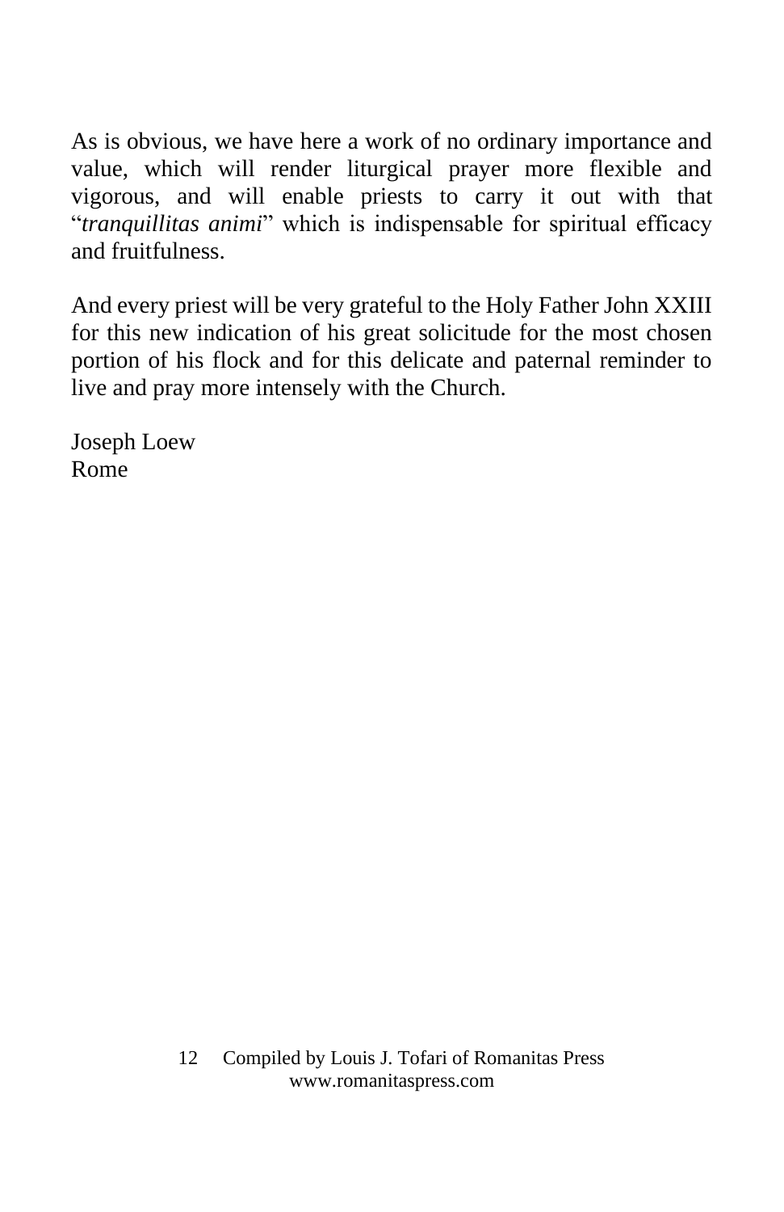As is obvious, we have here a work of no ordinary importance and value, which will render liturgical prayer more flexible and vigorous, and will enable priests to carry it out with that "*tranquillitas animi*" which is indispensable for spiritual efficacy and fruitfulness.

And every priest will be very grateful to the Holy Father John XXIII for this new indication of his great solicitude for the most chosen portion of his flock and for this delicate and paternal reminder to live and pray more intensely with the Church.

Joseph Loew
Rome